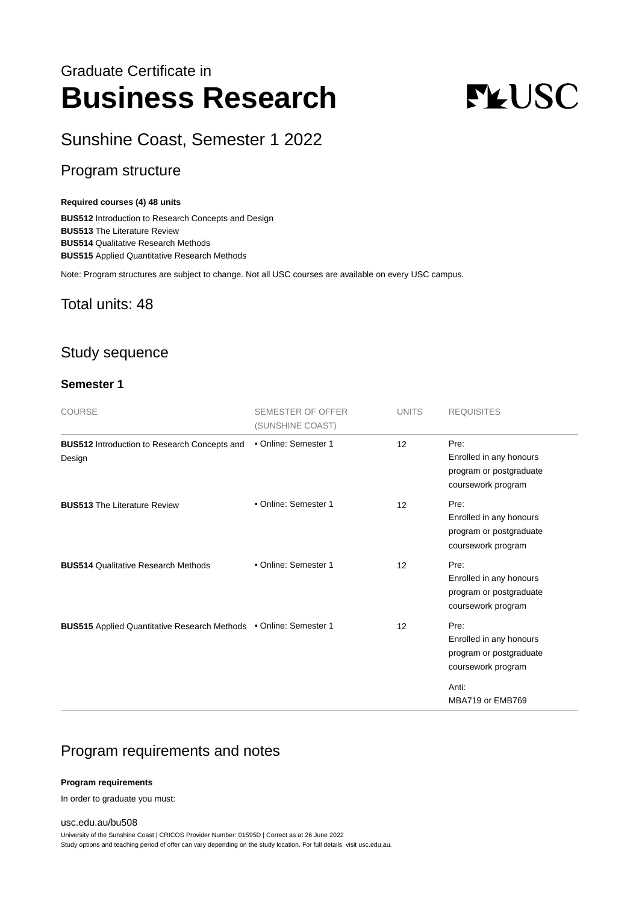Graduate Certificate in

# Business Research

## Sunshine Coast, Semester 1 2022

## Program structure

**Required courses (4) 48 units**

**BUS512** Introduction to Research Concepts and Design
**BUS513** The Literature Review
**BUS514** Qualitative Research Methods
**BUS515** Applied Quantitative Research Methods

Note: Program structures are subject to change. Not all USC courses are available on every USC campus.

## Total units: 48

## Study sequence

### Semester 1

| COURSE | SEMESTER OF OFFER (SUNSHINE COAST) | UNITS | REQUISITES |
|---|---|---|---|
| **BUS512** Introduction to Research Concepts and Design | • Online: Semester 1 | 12 | Pre: Enrolled in any honours program or postgraduate coursework program |
| **BUS513** The Literature Review | • Online: Semester 1 | 12 | Pre: Enrolled in any honours program or postgraduate coursework program |
| **BUS514** Qualitative Research Methods | • Online: Semester 1 | 12 | Pre: Enrolled in any honours program or postgraduate coursework program |
| **BUS515** Applied Quantitative Research Methods | • Online: Semester 1 | 12 | Pre: Enrolled in any honours program or postgraduate coursework program<br>Anti: MBA719 or EMB769 |

## Program requirements and notes

**Program requirements**

In order to graduate you must:

usc.edu.au/bu508

University of the Sunshine Coast | CRICOS Provider Number: 01595D | Correct as at 26 June 2022
Study options and teaching period of offer can vary depending on the study location. For full details, visit usc.edu.au.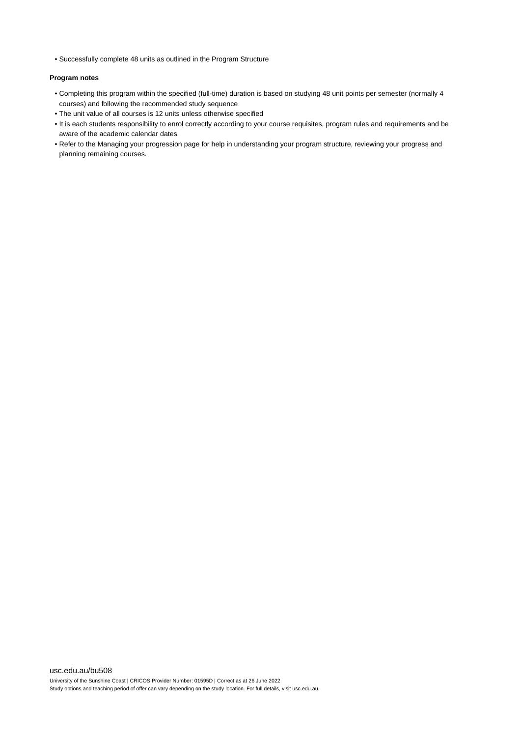- Successfully complete 48 units as outlined in the Program Structure

**Program notes**

- Completing this program within the specified (full-time) duration is based on studying 48 unit points per semester (normally 4 courses) and following the recommended study sequence
- The unit value of all courses is 12 units unless otherwise specified
- It is each students responsibility to enrol correctly according to your course requisites, program rules and requirements and be aware of the academic calendar dates
- Refer to the Managing your progression page for help in understanding your program structure, reviewing your progress and planning remaining courses.